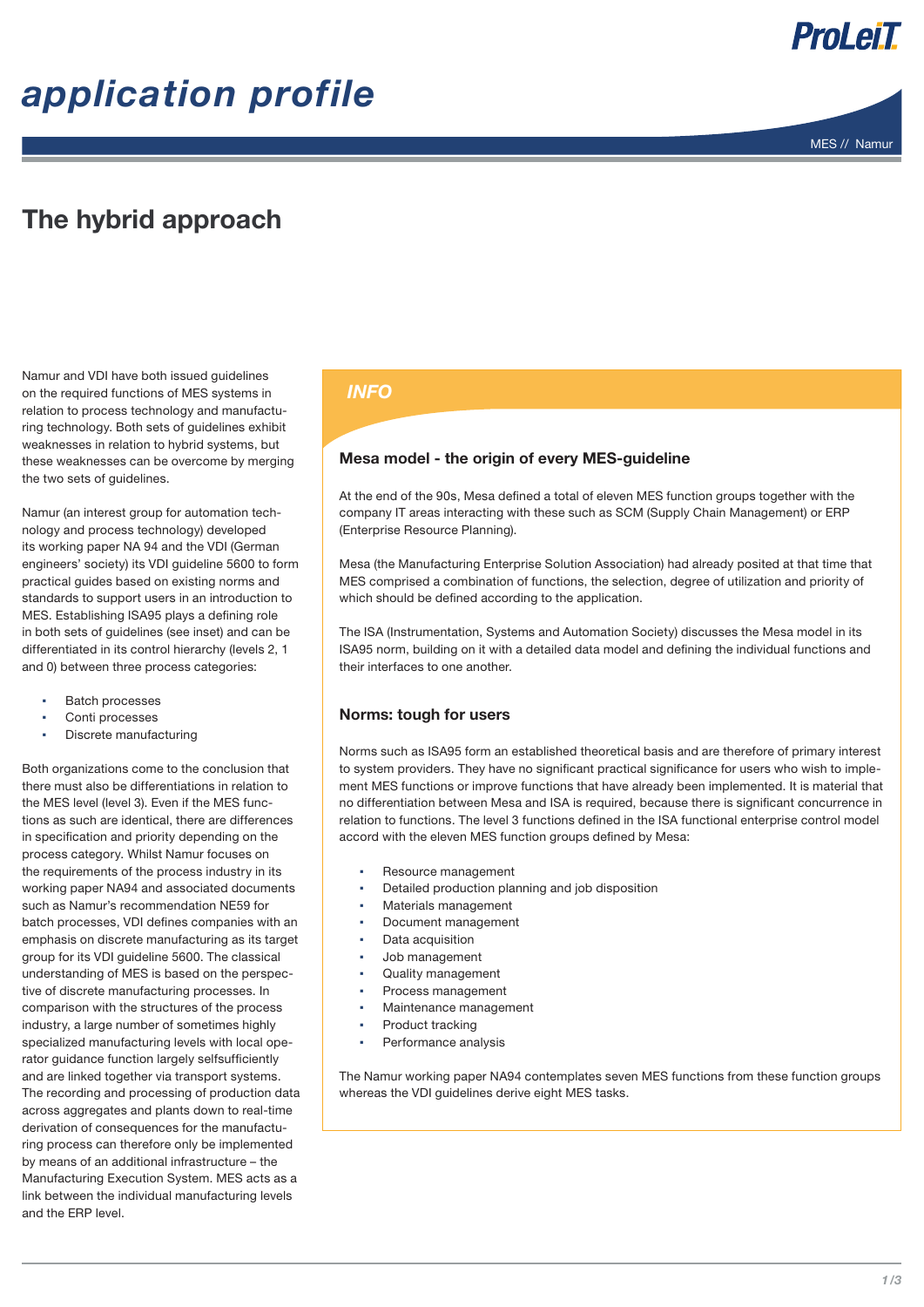# application profile

MES // Namur

## The hybrid approach

Namur and VDI have both issued guidelines on the required functions of MES systems in relation to process technology and manufacturing technology. Both sets of guidelines exhibit weaknesses in relation to hybrid systems, but these weaknesses can be overcome by merging the two sets of guidelines.

Namur (an interest group for automation technology and process technology) developed its working paper NA 94 and the VDI (German engineers' society) its VDI guideline 5600 to form practical guides based on existing norms and standards to support users in an introduction to MES. Establishing ISA95 plays a defining role in both sets of guidelines (see inset) and can be differentiated in its control hierarchy (levels 2, 1 and 0) between three process categories:

- Batch processes
- Conti processes
- Discrete manufacturing

Both organizations come to the conclusion that there must also be differentiations in relation to the MES level (level 3). Even if the MES functions as such are identical, there are differences in specification and priority depending on the process category. Whilst Namur focuses on the requirements of the process industry in its working paper NA94 and associated documents such as Namur's recommendation NE59 for batch processes, VDI defines companies with an emphasis on discrete manufacturing as its target group for its VDI guideline 5600. The classical understanding of MES is based on the perspective of discrete manufacturing processes. In comparison with the structures of the process industry, a large number of sometimes highly specialized manufacturing levels with local operator guidance function largely selfsufficiently and are linked together via transport systems. The recording and processing of production data across aggregates and plants down to real-time derivation of consequences for the manufacturing process can therefore only be implemented by means of an additional infrastructure – the Manufacturing Execution System. MES acts as a link between the individual manufacturing levels and the ERP level.

### *INFO*

#### Mesa model - the origin of every MES-guideline

At the end of the 90s, Mesa defined a total of eleven MES function groups together with the company IT areas interacting with these such as SCM (Supply Chain Management) or ERP (Enterprise Resource Planning).

Mesa (the Manufacturing Enterprise Solution Association) had already posited at that time that MES comprised a combination of functions, the selection, degree of utilization and priority of which should be defined according to the application.

The ISA (Instrumentation, Systems and Automation Society) discusses the Mesa model in its ISA95 norm, building on it with a detailed data model and defining the individual functions and their interfaces to one another.

#### Norms: tough for users

Norms such as ISA95 form an established theoretical basis and are therefore of primary interest to system providers. They have no significant practical significance for users who wish to implement MES functions or improve functions that have already been implemented. It is material that no differentiation between Mesa and ISA is required, because there is significant concurrence in relation to functions. The level 3 functions defined in the ISA functional enterprise control model accord with the eleven MES function groups defined by Mesa:

- Resource management
- Detailed production planning and job disposition
- Materials management
- Document management
- Data acquisition
- Job management
- Quality management
- Process management
- Maintenance management
- Product tracking
- Performance analysis

The Namur working paper NA94 contemplates seven MES functions from these function groups whereas the VDI guidelines derive eight MES tasks.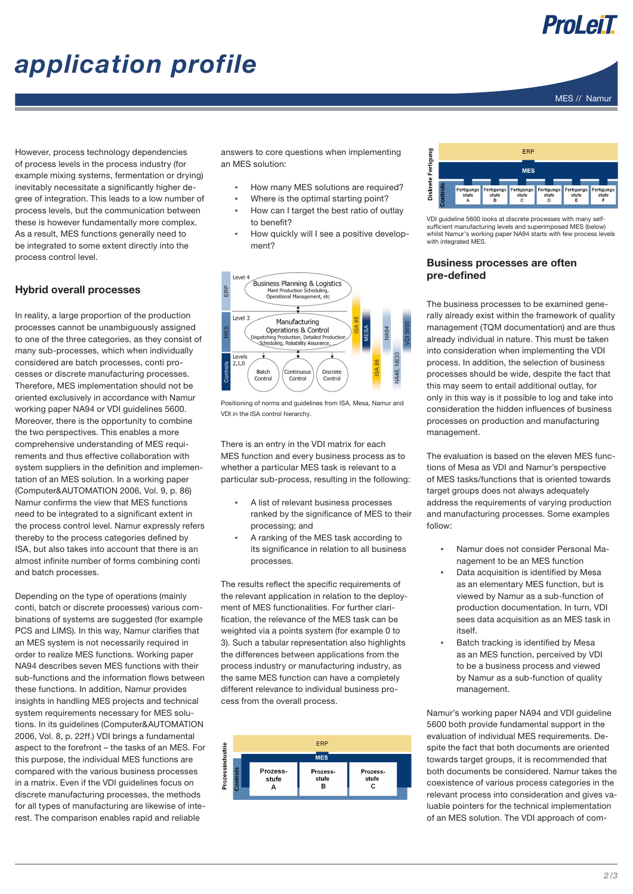However, process technology dependencies of process levels in the process industry (for example mixing systems, fermentation or drying) inevitably necessitate a significantly higher degree of integration. This leads to a low number of process levels, but the communication between these is however fundamentally more complex. As a result, MES functions generally need to be integrated to some extent directly into the process control level.

## Hybrid overall processes

In reality, a large proportion of the production processes cannot be unambiguously assigned to one of the three categories, as they consist of many sub-processes, which when individually considered are batch processes, conti processes or discrete manufacturing processes. Therefore, MES implementation should not be oriented exclusively in accordance with Namur working paper NA94 or VDI guidelines 5600. Moreover, there is the opportunity to combine the two perspectives. This enables a more comprehensive understanding of MES requirements and thus effective collaboration with system suppliers in the definition and implementation of an MES solution. In a working paper (Computer&AUTOMATION 2006, Vol. 9, p. 86) Namur confirms the view that MES functions need to be integrated to a significant extent in the process control level. Namur expressly refers thereby to the process categories defined by ISA, but also takes into account that there is an almost infinite number of forms combining conti and batch processes.

Depending on the type of operations (mainly conti, batch or discrete processes) various combinations of systems are suggested (for example PCS and LIMS). In this way, Namur clarifies that an MES system is not necessarily required in order to realize MES functions. Working paper NA94 describes seven MES functions with their sub-functions and the information flows between these functions. In addition, Namur provides insights in handling MES projects and technical system requirements necessary for MES solutions. In its guidelines (Computer&AUTOMATION 2006, Vol. 8, p. 22ff.) VDI brings a fundamental aspect to the forefront – the tasks of an MES. For this purpose, the individual MES functions are compared with the various business processes in a matrix. Even if the VDI guidelines focus on discrete manufacturing processes, the methods for all types of manufacturing are likewise of interest. The comparison enables rapid and reliable answers to core questions when implementing an MES solution:

- How many MES solutions are required?
- Where is the optimal starting point?
- How can I target the best ratio of outlay to benefit?
- How quickly will I see a positive development?

Positioning of norms and guidelines from ISA, Mesa, Namur and VDI in the ISA control hierarchy.

There is an entry in the VDI matrix for each MES function and every business process as to whether a particular MES task is relevant to a particular sub-process, resulting in the following:

- A list of relevant business processes ranked by the significance of MES to their processing; and
- A ranking of the MES task according to its significance in relation to all business processes.

The results reflect the specific requirements of the relevant application in relation to the deployment of MES functionalities. For further clarification, the relevance of the MES task can be weighted via a points system (for example 0 to 3). Such a tabular representation also highlights the differences between applications from the process industry or manufacturing industry, as the same MES function can have a completely different relevance to individual business processes from the overall process.

VDI guideline 5600 looks at discrete processes with many self-sufficient manufacturing levels and superimposed MES (below) whilst Namur's working paper NA94 starts with few process levels with integrated MES.

## Business processes are often pre-defined

The business processes to be examined generally already exist within the framework of quality management (TQM documentation) and are thus already individual in nature. This must be taken into consideration when implementing the VDI process. In addition, the selection of business processes should be wide, despite the fact that this may seem to entail additional outlay, for only in this way is it possible to log and take into consideration the hidden influences of business processes on production and manufacturing management.

The evaluation is based on the eleven MES functions of Mesa as VDI and Namur's perspective of MES tasks/functions that is oriented towards target groups does not always adequately address the requirements of varying production and manufacturing processes. Some examples follow:

- Namur does not consider Personal Management to be an MES function
- Data acquisition is identified by Mesa as an elementary MES function, but is viewed by Namur as a sub-function of production documentation. In turn, VDI sees data acquisition as an MES task in itself.
- Batch tracking is identified by Mesa as an MES function, perceived by VDI to be a business process and viewed by Namur as a sub-function of quality management.

Namur's working paper NA94 and VDI guideline 5600 both provide fundamental support in the evaluation of individual MES requirements. Despite the fact that both documents are oriented towards target groups, it is recommended that both documents be considered. Namur takes the coexistence of various process categories in the relevant process into consideration and gives valuable pointers for the technical implementation of an MES solution. The VDI approach of com-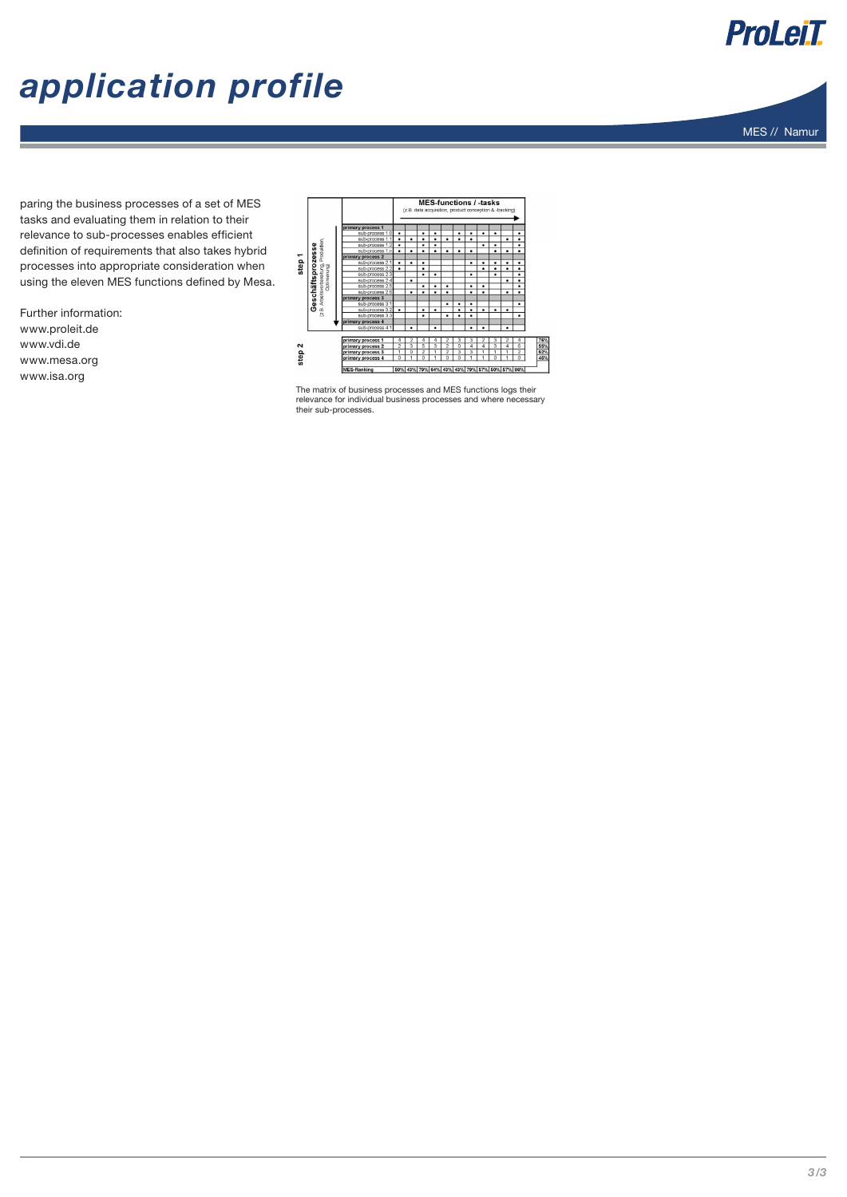paring the business processes of a set of MES tasks and evaluating them in relation to their relevance to sub-processes enables efficient definition of requirements that also takes hybrid processes into appropriate consideration when using the eleven MES functions defined by Mesa.

Further information:
www.proleit.de
www.vdi.de
www.mesa.org
www.isa.org

**MES-functions / -tasks**
(z.B. data acquisition, product conception & -tracking)

**step 1**

**Geschäftsprozesse**
(z.B. Anlagenbetreuung, Innovation, Optimierung)

primary process 1
sub-process 1.0
sub-process 1.1
sub-process 1.2
sub-process 1.n
primary process 2
sub-process 2.1
sub-process 2.2
sub-process 2.3
sub-process 2.4
sub-process 2.5
sub-process 2.6
primary process 3
sub-process 3.1
sub-process 3.2
sub-process 3.3
primary process 4
sub-process 4.1

**step 2**

| | | | | | | | | | | | | |
|---|---|---|---|---|---|---|---|---|---|---|---|---|
| primary process 1 | 4 | 2 | 4 | 4 | 2 | 3 | 3 | 2 | 3 | 2 | 4 | 76% |
| primary process 2 | 2 | 3 | 5 | 3 | 2 | 0 | 4 | 4 | 3 | 4 | 6 | 55% |
| primary process 3 | 1 | 0 | 2 | 1 | 2 | 3 | 3 | 1 | 1 | 1 | 2 | 52% |
| primary process 4 | 0 | 1 | 0 | 1 | 0 | 0 | 1 | 1 | 0 | 1 | 0 | 46% |
| MES-Ranking | 50% | 43% | 79% | 64% | 43% | 43% | 79% | 57% | 50% | 57% | 86% | |

The matrix of business processes and MES functions logs their relevance for individual business processes and where necessary their sub-processes.